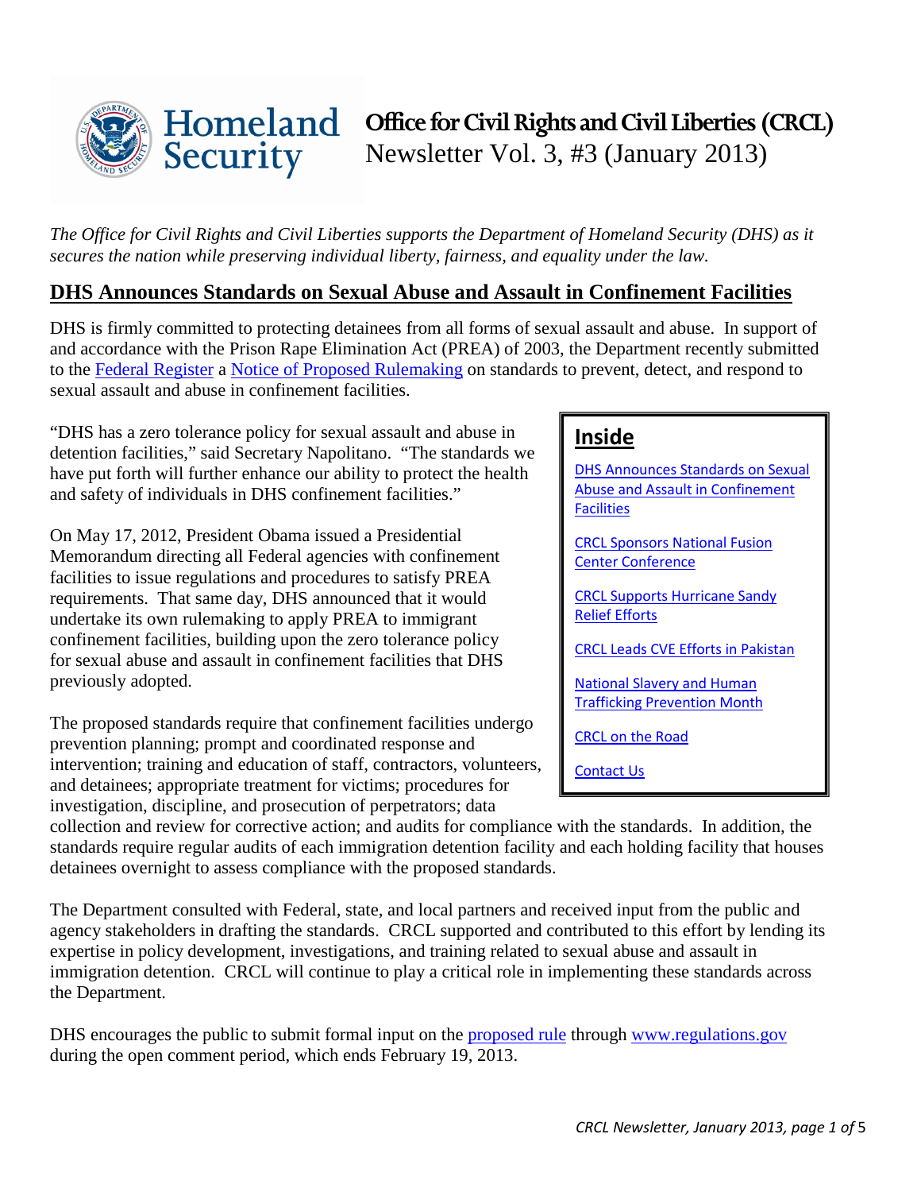# Homeland Security

## Office for Civil Rights and Civil Liberties (CRCL)
Newsletter Vol. 3, #3 (January 2013)

*The Office for Civil Rights and Civil Liberties supports the Department of Homeland Security (DHS) as it secures the nation while preserving individual liberty, fairness, and equality under the law.*

## DHS Announces Standards on Sexual Abuse and Assault in Confinement Facilities

DHS is firmly committed to protecting detainees from all forms of sexual assault and abuse. In support of and accordance with the Prison Rape Elimination Act (PREA) of 2003, the Department recently submitted to the Federal Register a Notice of Proposed Rulemaking on standards to prevent, detect, and respond to sexual assault and abuse in confinement facilities.

> **Inside**
>
> - DHS Announces Standards on Sexual Abuse and Assault in Confinement Facilities
> - CRCL Sponsors National Fusion Center Conference
> - CRCL Supports Hurricane Sandy Relief Efforts
> - CRCL Leads CVE Efforts in Pakistan
> - National Slavery and Human Trafficking Prevention Month
> - CRCL on the Road
> - Contact Us

"DHS has a zero tolerance policy for sexual assault and abuse in detention facilities," said Secretary Napolitano. "The standards we have put forth will further enhance our ability to protect the health and safety of individuals in DHS confinement facilities."

On May 17, 2012, President Obama issued a Presidential Memorandum directing all Federal agencies with confinement facilities to issue regulations and procedures to satisfy PREA requirements. That same day, DHS announced that it would undertake its own rulemaking to apply PREA to immigrant confinement facilities, building upon the zero tolerance policy for sexual abuse and assault in confinement facilities that DHS previously adopted.

The proposed standards require that confinement facilities undergo prevention planning; prompt and coordinated response and intervention; training and education of staff, contractors, volunteers, and detainees; appropriate treatment for victims; procedures for investigation, discipline, and prosecution of perpetrators; data collection and review for corrective action; and audits for compliance with the standards. In addition, the standards require regular audits of each immigration detention facility and each holding facility that houses detainees overnight to assess compliance with the proposed standards.

The Department consulted with Federal, state, and local partners and received input from the public and agency stakeholders in drafting the standards. CRCL supported and contributed to this effort by lending its expertise in policy development, investigations, and training related to sexual abuse and assault in immigration detention. CRCL will continue to play a critical role in implementing these standards across the Department.

DHS encourages the public to submit formal input on the proposed rule through www.regulations.gov during the open comment period, which ends February 19, 2013.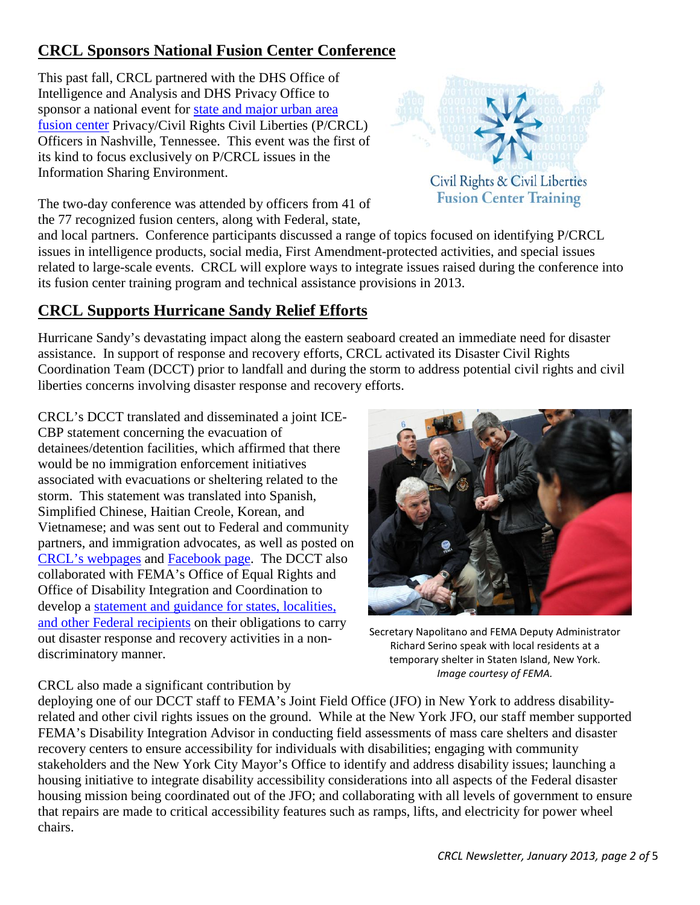## CRCL Sponsors National Fusion Center Conference

This past fall, CRCL partnered with the DHS Office of Intelligence and Analysis and DHS Privacy Office to sponsor a national event for state and major urban area fusion center Privacy/Civil Rights Civil Liberties (P/CRCL) Officers in Nashville, Tennessee. This event was the first of its kind to focus exclusively on P/CRCL issues in the Information Sharing Environment.

Civil Rights & Civil Liberties Fusion Center Training

The two-day conference was attended by officers from 41 of the 77 recognized fusion centers, along with Federal, state, and local partners. Conference participants discussed a range of topics focused on identifying P/CRCL issues in intelligence products, social media, First Amendment-protected activities, and special issues related to large-scale events. CRCL will explore ways to integrate issues raised during the conference into its fusion center training program and technical assistance provisions in 2013.

## CRCL Supports Hurricane Sandy Relief Efforts

Hurricane Sandy's devastating impact along the eastern seaboard created an immediate need for disaster assistance. In support of response and recovery efforts, CRCL activated its Disaster Civil Rights Coordination Team (DCCT) prior to landfall and during the storm to address potential civil rights and civil liberties concerns involving disaster response and recovery efforts.

CRCL's DCCT translated and disseminated a joint ICE-CBP statement concerning the evacuation of detainees/detention facilities, which affirmed that there would be no immigration enforcement initiatives associated with evacuations or sheltering related to the storm. This statement was translated into Spanish, Simplified Chinese, Haitian Creole, Korean, and Vietnamese; and was sent out to Federal and community partners, and immigration advocates, as well as posted on CRCL's webpages and Facebook page. The DCCT also collaborated with FEMA's Office of Equal Rights and Office of Disability Integration and Coordination to develop a statement and guidance for states, localities, and other Federal recipients on their obligations to carry out disaster response and recovery activities in a non-discriminatory manner.

Secretary Napolitano and FEMA Deputy Administrator Richard Serino speak with local residents at a temporary shelter in Staten Island, New York. *Image courtesy of FEMA.*

CRCL also made a significant contribution by deploying one of our DCCT staff to FEMA's Joint Field Office (JFO) in New York to address disability-related and other civil rights issues on the ground. While at the New York JFO, our staff member supported FEMA's Disability Integration Advisor in conducting field assessments of mass care shelters and disaster recovery centers to ensure accessibility for individuals with disabilities; engaging with community stakeholders and the New York City Mayor's Office to identify and address disability issues; launching a housing initiative to integrate disability accessibility considerations into all aspects of the Federal disaster housing mission being coordinated out of the JFO; and collaborating with all levels of government to ensure that repairs are made to critical accessibility features such as ramps, lifts, and electricity for power wheel chairs.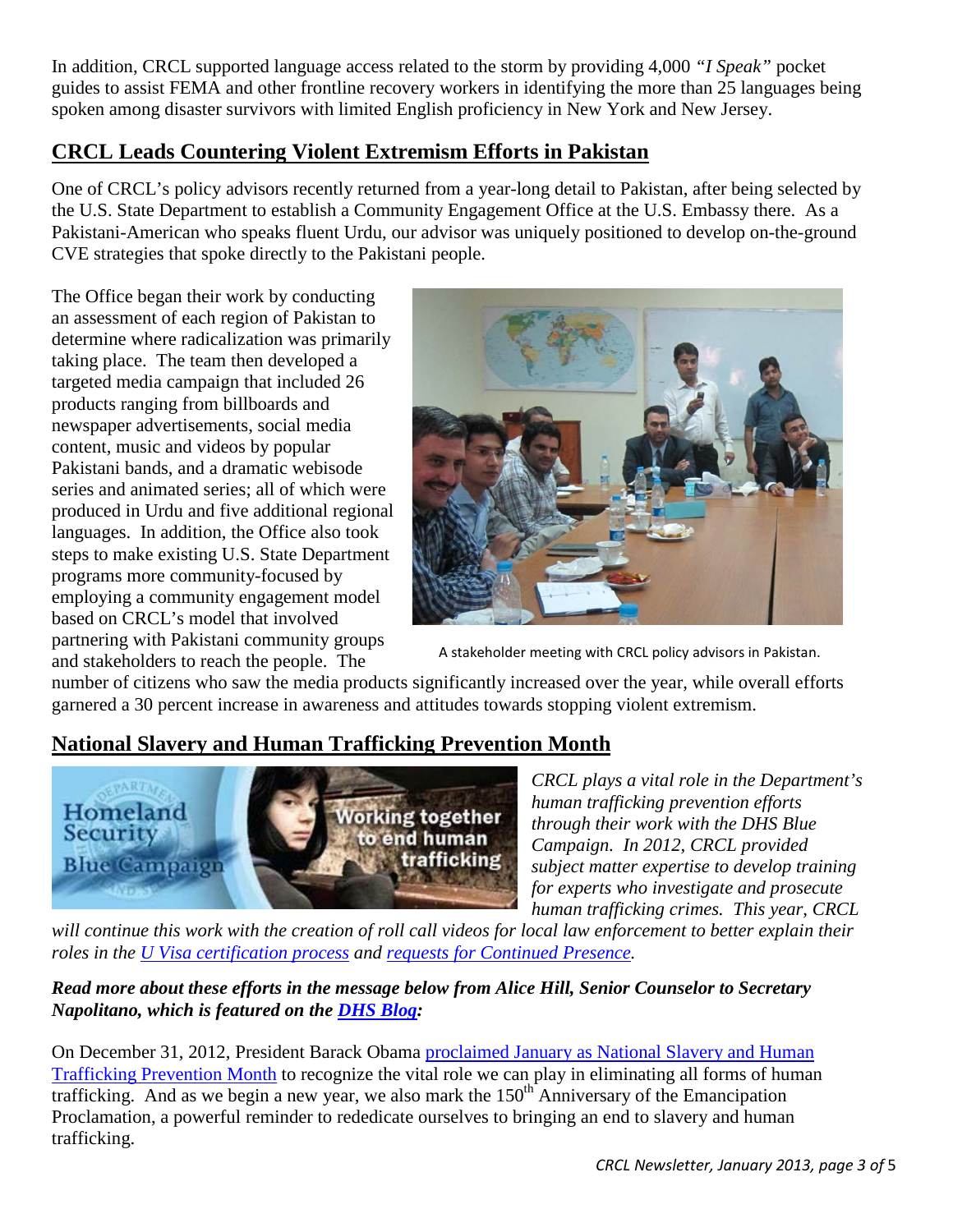In addition, CRCL supported language access related to the storm by providing 4,000 *"I Speak"* pocket guides to assist FEMA and other frontline recovery workers in identifying the more than 25 languages being spoken among disaster survivors with limited English proficiency in New York and New Jersey.

## CRCL Leads Countering Violent Extremism Efforts in Pakistan

One of CRCL's policy advisors recently returned from a year-long detail to Pakistan, after being selected by the U.S. State Department to establish a Community Engagement Office at the U.S. Embassy there. As a Pakistani-American who speaks fluent Urdu, our advisor was uniquely positioned to develop on-the-ground CVE strategies that spoke directly to the Pakistani people.

The Office began their work by conducting an assessment of each region of Pakistan to determine where radicalization was primarily taking place. The team then developed a targeted media campaign that included 26 products ranging from billboards and newspaper advertisements, social media content, music and videos by popular Pakistani bands, and a dramatic webisode series and animated series; all of which were produced in Urdu and five additional regional languages. In addition, the Office also took steps to make existing U.S. State Department programs more community-focused by employing a community engagement model based on CRCL's model that involved partnering with Pakistani community groups and stakeholders to reach the people. The number of citizens who saw the media products significantly increased over the year, while overall efforts garnered a 30 percent increase in awareness and attitudes towards stopping violent extremism.

A stakeholder meeting with CRCL policy advisors in Pakistan.

## National Slavery and Human Trafficking Prevention Month

*CRCL plays a vital role in the Department's human trafficking prevention efforts through their work with the DHS Blue Campaign. In 2012, CRCL provided subject matter expertise to develop training for experts who investigate and prosecute human trafficking crimes. This year, CRCL will continue this work with the creation of roll call videos for local law enforcement to better explain their roles in the U Visa certification process and requests for Continued Presence.*

***Read more about these efforts in the message below from Alice Hill, Senior Counselor to Secretary Napolitano, which is featured on the DHS Blog:***

On December 31, 2012, President Barack Obama proclaimed January as National Slavery and Human Trafficking Prevention Month to recognize the vital role we can play in eliminating all forms of human trafficking. And as we begin a new year, we also mark the 150th Anniversary of the Emancipation Proclamation, a powerful reminder to rededicate ourselves to bringing an end to slavery and human trafficking.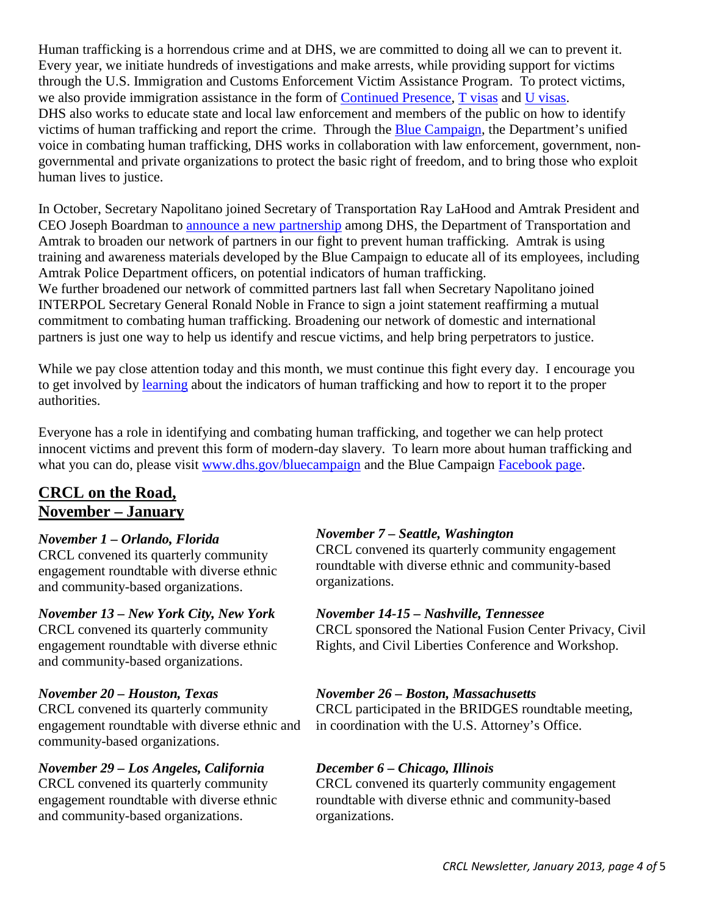Human trafficking is a horrendous crime and at DHS, we are committed to doing all we can to prevent it. Every year, we initiate hundreds of investigations and make arrests, while providing support for victims through the U.S. Immigration and Customs Enforcement Victim Assistance Program. To protect victims, we also provide immigration assistance in the form of Continued Presence, T visas and U visas. DHS also works to educate state and local law enforcement and members of the public on how to identify victims of human trafficking and report the crime. Through the Blue Campaign, the Department's unified voice in combating human trafficking, DHS works in collaboration with law enforcement, government, non-governmental and private organizations to protect the basic right of freedom, and to bring those who exploit human lives to justice.

In October, Secretary Napolitano joined Secretary of Transportation Ray LaHood and Amtrak President and CEO Joseph Boardman to announce a new partnership among DHS, the Department of Transportation and Amtrak to broaden our network of partners in our fight to prevent human trafficking. Amtrak is using training and awareness materials developed by the Blue Campaign to educate all of its employees, including Amtrak Police Department officers, on potential indicators of human trafficking.
We further broadened our network of committed partners last fall when Secretary Napolitano joined INTERPOL Secretary General Ronald Noble in France to sign a joint statement reaffirming a mutual commitment to combating human trafficking. Broadening our network of domestic and international partners is just one way to help us identify and rescue victims, and help bring perpetrators to justice.

While we pay close attention today and this month, we must continue this fight every day. I encourage you to get involved by learning about the indicators of human trafficking and how to report it to the proper authorities.

Everyone has a role in identifying and combating human trafficking, and together we can help protect innocent victims and prevent this form of modern-day slavery. To learn more about human trafficking and what you can do, please visit www.dhs.gov/bluecampaign and the Blue Campaign Facebook page.

## CRCL on the Road, November – January

***November 1 – Orlando, Florida***
CRCL convened its quarterly community engagement roundtable with diverse ethnic and community-based organizations.

***November 7 – Seattle, Washington***
CRCL convened its quarterly community engagement roundtable with diverse ethnic and community-based organizations.

***November 13 – New York City, New York***
CRCL convened its quarterly community engagement roundtable with diverse ethnic and community-based organizations.

***November 14-15 – Nashville, Tennessee***
CRCL sponsored the National Fusion Center Privacy, Civil Rights, and Civil Liberties Conference and Workshop.

***November 20 – Houston, Texas***
CRCL convened its quarterly community engagement roundtable with diverse ethnic and community-based organizations.

***November 26 – Boston, Massachusetts***
CRCL participated in the BRIDGES roundtable meeting, in coordination with the U.S. Attorney's Office.

***November 29 – Los Angeles, California***
CRCL convened its quarterly community engagement roundtable with diverse ethnic and community-based organizations.

***December 6 – Chicago, Illinois***
CRCL convened its quarterly community engagement roundtable with diverse ethnic and community-based organizations.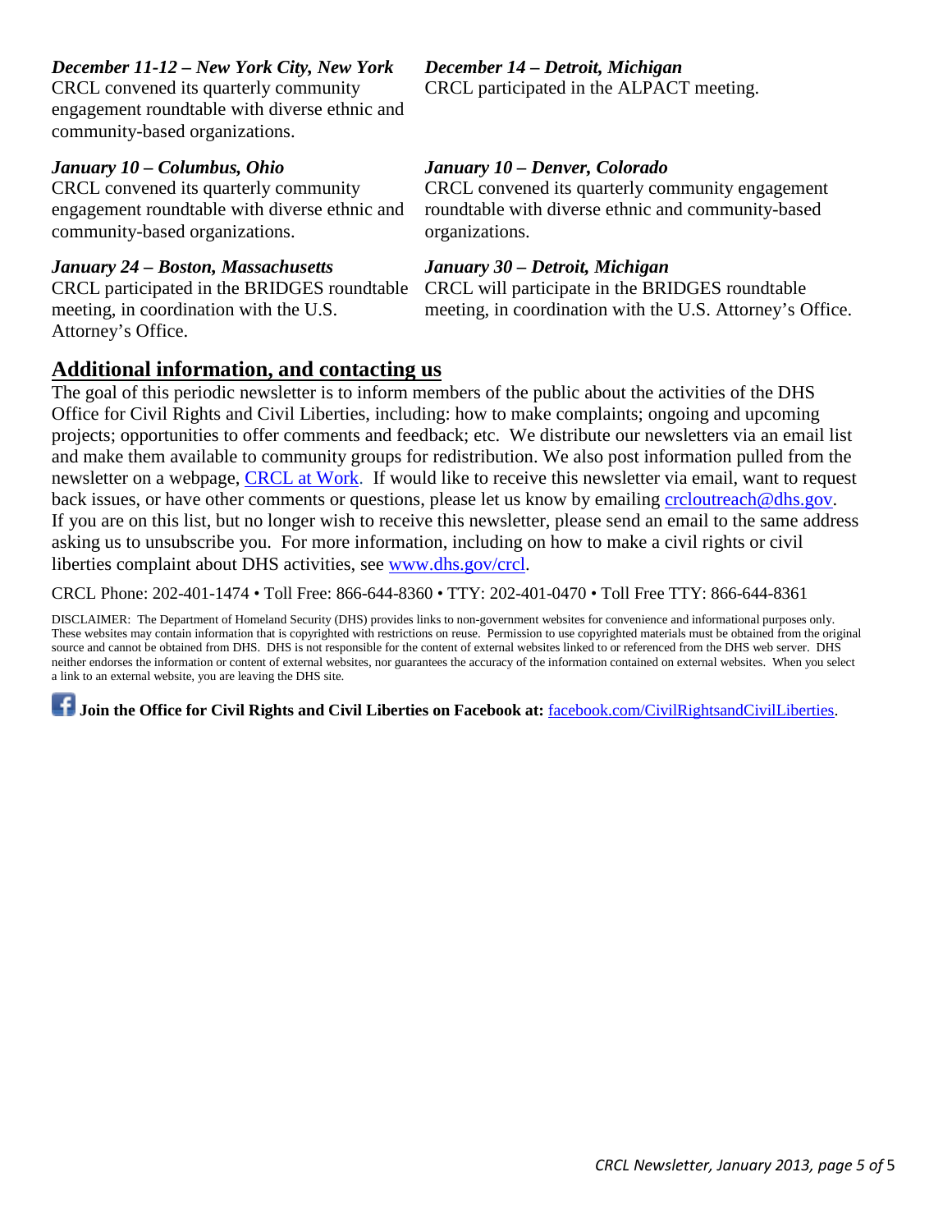***December 11-12 – New York City, New York***
CRCL convened its quarterly community engagement roundtable with diverse ethnic and community-based organizations.

***December 14 – Detroit, Michigan***
CRCL participated in the ALPACT meeting.

***January 10 – Columbus, Ohio***
CRCL convened its quarterly community engagement roundtable with diverse ethnic and community-based organizations.

***January 10 – Denver, Colorado***
CRCL convened its quarterly community engagement roundtable with diverse ethnic and community-based organizations.

***January 24 – Boston, Massachusetts***
CRCL participated in the BRIDGES roundtable meeting, in coordination with the U.S. Attorney's Office.

***January 30 – Detroit, Michigan***
CRCL will participate in the BRIDGES roundtable meeting, in coordination with the U.S. Attorney's Office.

## Additional information, and contacting us

The goal of this periodic newsletter is to inform members of the public about the activities of the DHS Office for Civil Rights and Civil Liberties, including: how to make complaints; ongoing and upcoming projects; opportunities to offer comments and feedback; etc. We distribute our newsletters via an email list and make them available to community groups for redistribution. We also post information pulled from the newsletter on a webpage, CRCL at Work. If would like to receive this newsletter via email, want to request back issues, or have other comments or questions, please let us know by emailing crcloutreach@dhs.gov. If you are on this list, but no longer wish to receive this newsletter, please send an email to the same address asking us to unsubscribe you. For more information, including on how to make a civil rights or civil liberties complaint about DHS activities, see www.dhs.gov/crcl.

CRCL Phone: 202-401-1474 • Toll Free: 866-644-8360 • TTY: 202-401-0470 • Toll Free TTY: 866-644-8361

DISCLAIMER: The Department of Homeland Security (DHS) provides links to non-government websites for convenience and informational purposes only. These websites may contain information that is copyrighted with restrictions on reuse. Permission to use copyrighted materials must be obtained from the original source and cannot be obtained from DHS. DHS is not responsible for the content of external websites linked to or referenced from the DHS web server. DHS neither endorses the information or content of external websites, nor guarantees the accuracy of the information contained on external websites. When you select a link to an external website, you are leaving the DHS site.

**Join the Office for Civil Rights and Civil Liberties on Facebook at:** facebook.com/CivilRightsandCivilLiberties.